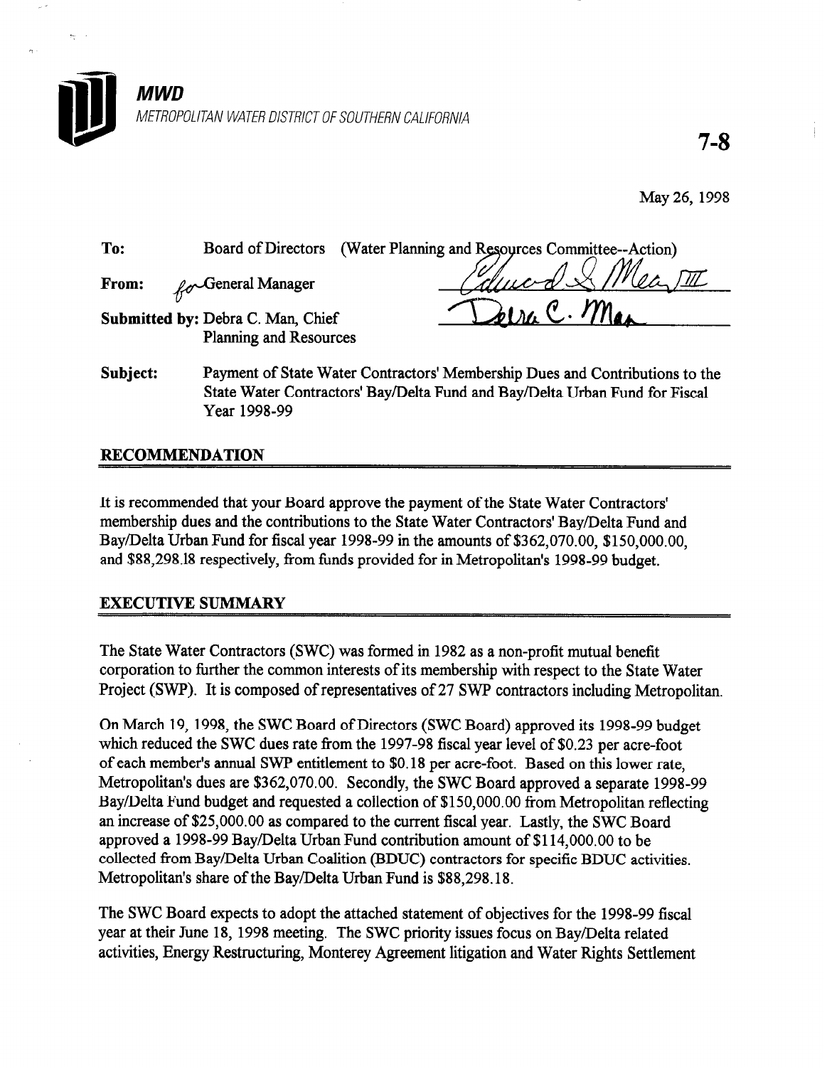**MWD**

*METROPOLITAN WATER DISTRICT OF SOUTHERN CALIFORNIA*

**7-8**

May 26, 1998

| | |
|---|---|
| **To:** | Board of Directors (Water Planning and Resources Committee--Action) |
| **From:** | for General Manager |
| **Submitted by:** | Debra C. Man, Chief Planning and Resources |
| **Subject:** | Payment of State Water Contractors' Membership Dues and Contributions to the State Water Contractors' Bay/Delta Fund and Bay/Delta Urban Fund for Fiscal Year 1998-99 |

## RECOMMENDATION

It is recommended that your Board approve the payment of the State Water Contractors' membership dues and the contributions to the State Water Contractors' Bay/Delta Fund and Bay/Delta Urban Fund for fiscal year 1998-99 in the amounts of $362,070.00, $150,000.00, and $88,298.18 respectively, from funds provided for in Metropolitan's 1998-99 budget.

## EXECUTIVE SUMMARY

The State Water Contractors (SWC) was formed in 1982 as a non-profit mutual benefit corporation to further the common interests of its membership with respect to the State Water Project (SWP). It is composed of representatives of 27 SWP contractors including Metropolitan.

On March 19, 1998, the SWC Board of Directors (SWC Board) approved its 1998-99 budget which reduced the SWC dues rate from the 1997-98 fiscal year level of $0.23 per acre-foot of each member's annual SWP entitlement to $0.18 per acre-foot. Based on this lower rate, Metropolitan's dues are $362,070.00. Secondly, the SWC Board approved a separate 1998-99 Bay/Delta Fund budget and requested a collection of $150,000.00 from Metropolitan reflecting an increase of $25,000.00 as compared to the current fiscal year. Lastly, the SWC Board approved a 1998-99 Bay/Delta Urban Fund contribution amount of $114,000.00 to be collected from Bay/Delta Urban Coalition (BDUC) contractors for specific BDUC activities. Metropolitan's share of the Bay/Delta Urban Fund is $88,298.18.

The SWC Board expects to adopt the attached statement of objectives for the 1998-99 fiscal year at their June 18, 1998 meeting. The SWC priority issues focus on Bay/Delta related activities, Energy Restructuring, Monterey Agreement litigation and Water Rights Settlement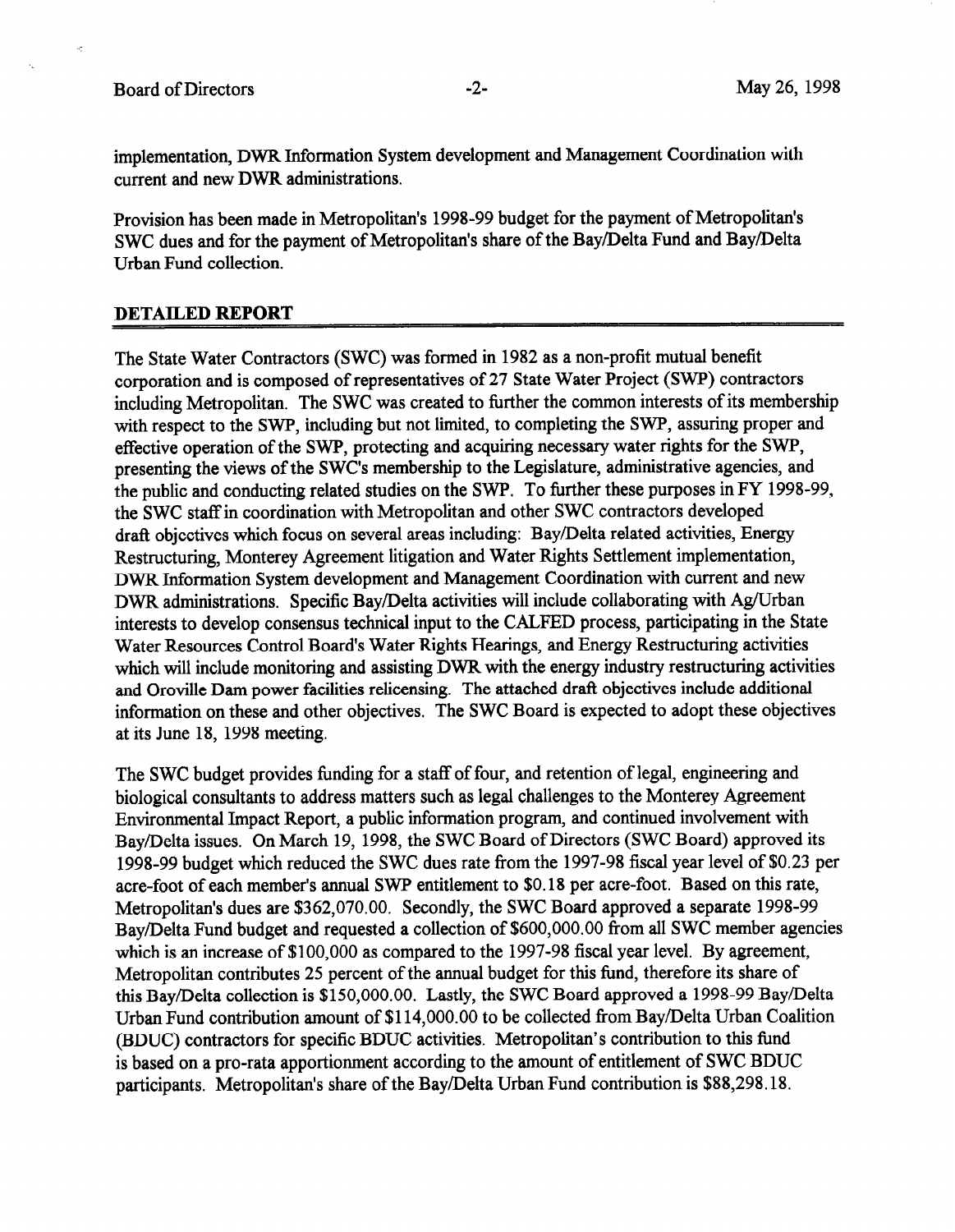implementation, DWR Information System development and Management Coordination with current and new DWR administrations.

Provision has been made in Metropolitan's 1998-99 budget for the payment of Metropolitan's SWC dues and for the payment of Metropolitan's share of the Bay/Delta Fund and Bay/Delta Urban Fund collection.

## DETAILED REPORT

The State Water Contractors (SWC) was formed in 1982 as a non-profit mutual benefit corporation and is composed of representatives of 27 State Water Project (SWP) contractors including Metropolitan. The SWC was created to further the common interests of its membership with respect to the SWP, including but not limited, to completing the SWP, assuring proper and effective operation of the SWP, protecting and acquiring necessary water rights for the SWP, presenting the views of the SWC's membership to the Legislature, administrative agencies, and the public and conducting related studies on the SWP. To further these purposes in FY 1998-99, the SWC staff in coordination with Metropolitan and other SWC contractors developed draft objectives which focus on several areas including: Bay/Delta related activities, Energy Restructuring, Monterey Agreement litigation and Water Rights Settlement implementation, DWR Information System development and Management Coordination with current and new DWR administrations. Specific Bay/Delta activities will include collaborating with Ag/Urban interests to develop consensus technical input to the CALFED process, participating in the State Water Resources Control Board's Water Rights Hearings, and Energy Restructuring activities which will include monitoring and assisting DWR with the energy industry restructuring activities and Oroville Dam power facilities relicensing. The attached draft objectives include additional information on these and other objectives. The SWC Board is expected to adopt these objectives at its June 18, 1998 meeting.

The SWC budget provides funding for a staff of four, and retention of legal, engineering and biological consultants to address matters such as legal challenges to the Monterey Agreement Environmental Impact Report, a public information program, and continued involvement with Bay/Delta issues. On March 19, 1998, the SWC Board of Directors (SWC Board) approved its 1998-99 budget which reduced the SWC dues rate from the 1997-98 fiscal year level of $0.23 per acre-foot of each member's annual SWP entitlement to $0.18 per acre-foot. Based on this rate, Metropolitan's dues are $362,070.00. Secondly, the SWC Board approved a separate 1998-99 Bay/Delta Fund budget and requested a collection of $600,000.00 from all SWC member agencies which is an increase of $100,000 as compared to the 1997-98 fiscal year level. By agreement, Metropolitan contributes 25 percent of the annual budget for this fund, therefore its share of this Bay/Delta collection is $150,000.00. Lastly, the SWC Board approved a 1998-99 Bay/Delta Urban Fund contribution amount of $114,000.00 to be collected from Bay/Delta Urban Coalition (BDUC) contractors for specific BDUC activities. Metropolitan's contribution to this fund is based on a pro-rata apportionment according to the amount of entitlement of SWC BDUC participants. Metropolitan's share of the Bay/Delta Urban Fund contribution is $88,298.18.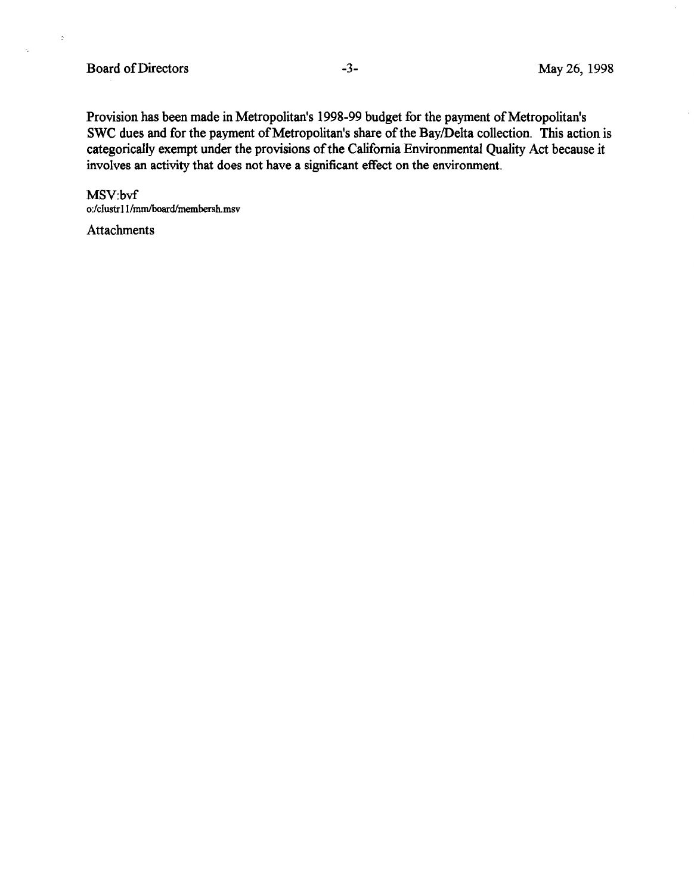Provision has been made in Metropolitan's 1998-99 budget for the payment of Metropolitan's SWC dues and for the payment of Metropolitan's share of the Bay/Delta collection. This action is categorically exempt under the provisions of the California Environmental Quality Act because it involves an activity that does not have a significant effect on the environment.

MSV:bvf
o:/clustr11/mm/board/membersh.msv

Attachments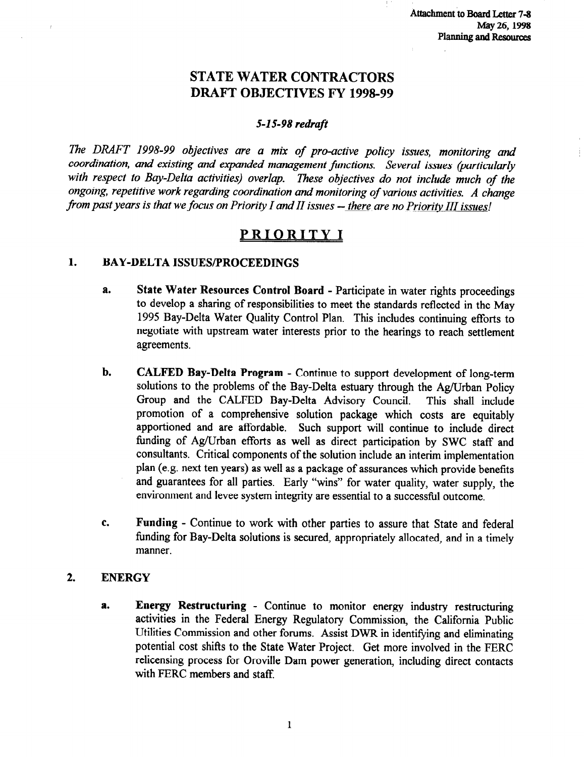Attachment to Board Letter 7-8
May 26, 1998
Planning and Resources

# STATE WATER CONTRACTORS DRAFT OBJECTIVES FY 1998-99

***5-15-98 redraft***

*The DRAFT 1998-99 objectives are a mix of pro-active policy issues, monitoring and coordination, and existing and expanded management functions. Several issues (particularly with respect to Bay-Delta activities) overlap. These objectives do not include much of the ongoing, repetitive work regarding coordination and monitoring of various activities. A change from past years is that we focus on Priority I and II issues -- there are no Priority III issues!*

## PRIORITY I

### 1. BAY-DELTA ISSUES/PROCEEDINGS

**a. State Water Resources Control Board** - Participate in water rights proceedings to develop a sharing of responsibilities to meet the standards reflected in the May 1995 Bay-Delta Water Quality Control Plan. This includes continuing efforts to negotiate with upstream water interests prior to the hearings to reach settlement agreements.

**b. CALFED Bay-Delta Program** - Continue to support development of long-term solutions to the problems of the Bay-Delta estuary through the Ag/Urban Policy Group and the CALFED Bay-Delta Advisory Council. This shall include promotion of a comprehensive solution package which costs are equitably apportioned and are affordable. Such support will continue to include direct funding of Ag/Urban efforts as well as direct participation by SWC staff and consultants. Critical components of the solution include an interim implementation plan (e.g. next ten years) as well as a package of assurances which provide benefits and guarantees for all parties. Early "wins" for water quality, water supply, the environment and levee system integrity are essential to a successful outcome.

**c. Funding** - Continue to work with other parties to assure that State and federal funding for Bay-Delta solutions is secured, appropriately allocated, and in a timely manner.

### 2. ENERGY

**a. Energy Restructuring** - Continue to monitor energy industry restructuring activities in the Federal Energy Regulatory Commission, the California Public Utilities Commission and other forums. Assist DWR in identifying and eliminating potential cost shifts to the State Water Project. Get more involved in the FERC relicensing process for Oroville Dam power generation, including direct contacts with FERC members and staff.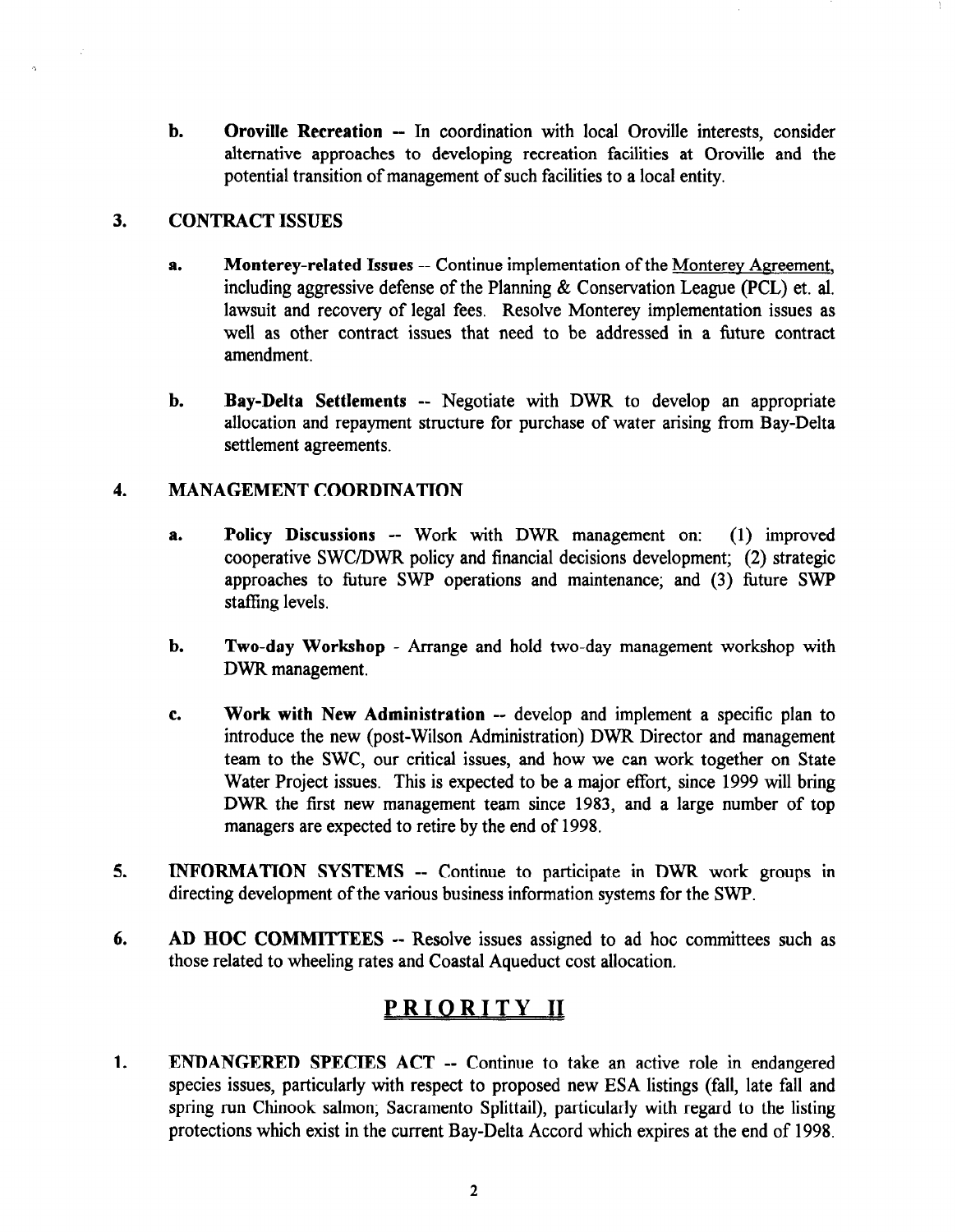b. **Oroville Recreation** -- In coordination with local Oroville interests, consider alternative approaches to developing recreation facilities at Oroville and the potential transition of management of such facilities to a local entity.

3. **CONTRACT ISSUES**

   a. **Monterey-related Issues** -- Continue implementation of the Monterey Agreement, including aggressive defense of the Planning & Conservation League (PCL) et. al. lawsuit and recovery of legal fees. Resolve Monterey implementation issues as well as other contract issues that need to be addressed in a future contract amendment.

   b. **Bay-Delta Settlements** -- Negotiate with DWR to develop an appropriate allocation and repayment structure for purchase of water arising from Bay-Delta settlement agreements.

4. **MANAGEMENT COORDINATION**

   a. **Policy Discussions** -- Work with DWR management on: (1) improved cooperative SWC/DWR policy and financial decisions development; (2) strategic approaches to future SWP operations and maintenance; and (3) future SWP staffing levels.

   b. **Two-day Workshop** - Arrange and hold two-day management workshop with DWR management.

   c. **Work with New Administration** -- develop and implement a specific plan to introduce the new (post-Wilson Administration) DWR Director and management team to the SWC, our critical issues, and how we can work together on State Water Project issues. This is expected to be a major effort, since 1999 will bring DWR the first new management team since 1983, and a large number of top managers are expected to retire by the end of 1998.

5. **INFORMATION SYSTEMS** -- Continue to participate in DWR work groups in directing development of the various business information systems for the SWP.

6. **AD HOC COMMITTEES** -- Resolve issues assigned to ad hoc committees such as those related to wheeling rates and Coastal Aqueduct cost allocation.

## PRIORITY II

1. **ENDANGERED SPECIES ACT** -- Continue to take an active role in endangered species issues, particularly with respect to proposed new ESA listings (fall, late fall and spring run Chinook salmon; Sacramento Splittail), particularly with regard to the listing protections which exist in the current Bay-Delta Accord which expires at the end of 1998.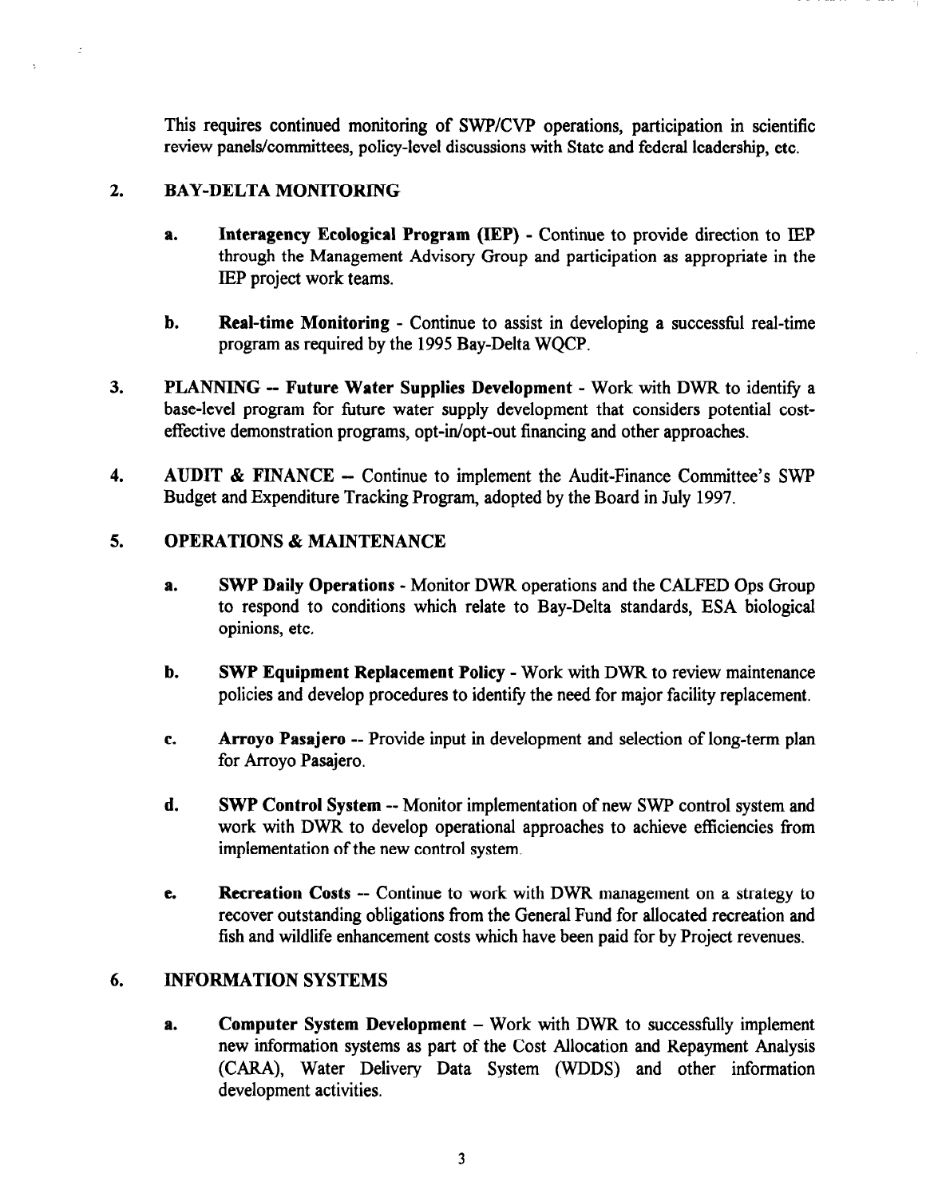This requires continued monitoring of SWP/CVP operations, participation in scientific review panels/committees, policy-level discussions with State and federal leadership, etc.

2. **BAY-DELTA MONITORING**

   a. **Interagency Ecological Program (IEP)** - Continue to provide direction to IEP through the Management Advisory Group and participation as appropriate in the IEP project work teams.

   b. **Real-time Monitoring** - Continue to assist in developing a successful real-time program as required by the 1995 Bay-Delta WQCP.

3. **PLANNING -- Future Water Supplies Development** - Work with DWR to identify a base-level program for future water supply development that considers potential cost-effective demonstration programs, opt-in/opt-out financing and other approaches.

4. **AUDIT & FINANCE** -- Continue to implement the Audit-Finance Committee's SWP Budget and Expenditure Tracking Program, adopted by the Board in July 1997.

5. **OPERATIONS & MAINTENANCE**

   a. **SWP Daily Operations** - Monitor DWR operations and the CALFED Ops Group to respond to conditions which relate to Bay-Delta standards, ESA biological opinions, etc.

   b. **SWP Equipment Replacement Policy** - Work with DWR to review maintenance policies and develop procedures to identify the need for major facility replacement.

   c. **Arroyo Pasajero** -- Provide input in development and selection of long-term plan for Arroyo Pasajero.

   d. **SWP Control System** -- Monitor implementation of new SWP control system and work with DWR to develop operational approaches to achieve efficiencies from implementation of the new control system.

   e. **Recreation Costs** -- Continue to work with DWR management on a strategy to recover outstanding obligations from the General Fund for allocated recreation and fish and wildlife enhancement costs which have been paid for by Project revenues.

6. **INFORMATION SYSTEMS**

   a. **Computer System Development** -- Work with DWR to successfully implement new information systems as part of the Cost Allocation and Repayment Analysis (CARA), Water Delivery Data System (WDDS) and other information development activities.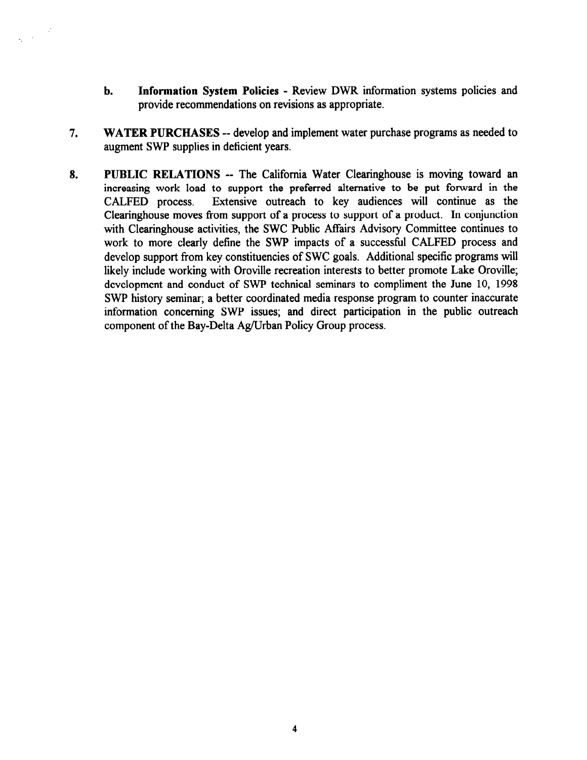b. **Information System Policies** - Review DWR information systems policies and provide recommendations on revisions as appropriate.

7. **WATER PURCHASES** -- develop and implement water purchase programs as needed to augment SWP supplies in deficient years.

8. **PUBLIC RELATIONS** -- The California Water Clearinghouse is moving toward an increasing work load to support the preferred alternative to be put forward in the CALFED process. Extensive outreach to key audiences will continue as the Clearinghouse moves from support of a process to support of a product. In conjunction with Clearinghouse activities, the SWC Public Affairs Advisory Committee continues to work to more clearly define the SWP impacts of a successful CALFED process and develop support from key constituencies of SWC goals. Additional specific programs will likely include working with Oroville recreation interests to better promote Lake Oroville; development and conduct of SWP technical seminars to compliment the June 10, 1998 SWP history seminar; a better coordinated media response program to counter inaccurate information concerning SWP issues; and direct participation in the public outreach component of the Bay-Delta Ag/Urban Policy Group process.